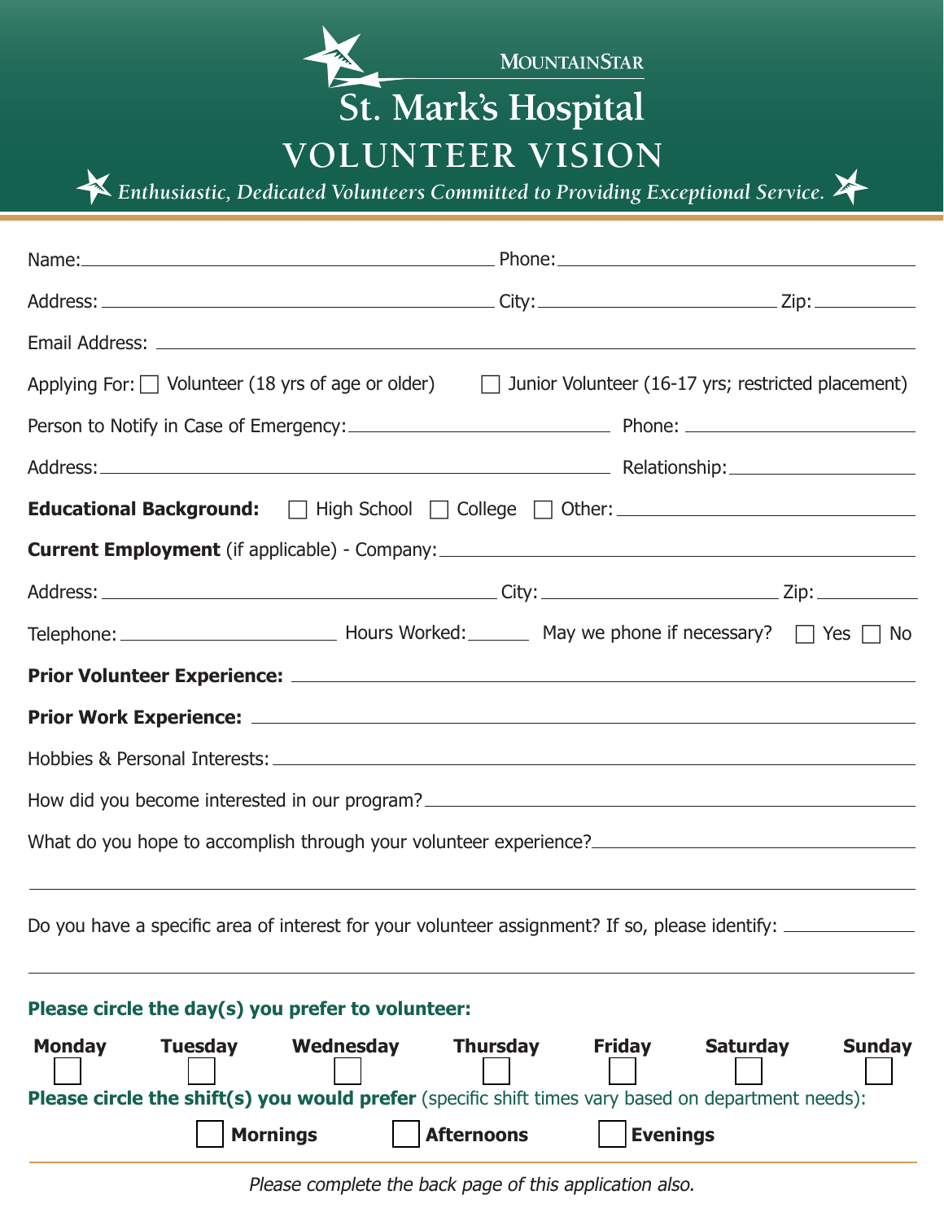MOUNTAINSTAR

# St. Mark's Hospital

## VOLUNTEER VISION

*Enthusiastic, Dedicated Volunteers Committed to Providing Exceptional Service.*

Name: ________________________ Phone: ________________________

Address: ________________________ City: ________________ Zip: __________

Email Address: ________________________________________________

Applying For: ☐ Volunteer (18 yrs of age or older) ☐ Junior Volunteer (16-17 yrs; restricted placement)

Person to Notify in Case of Emergency: ________________________ Phone: ________________

Address: ________________________________ Relationship: ________________

**Educational Background:** ☐ High School ☐ College ☐ Other: ________________

**Current Employment** (if applicable) - Company: ________________________________

Address: ________________________ City: ________________ Zip: __________

Telephone: ________________ Hours Worked: ______ May we phone if necessary? ☐ Yes ☐ No

**Prior Volunteer Experience:** ________________________________________________

**Prior Work Experience:** ________________________________________________

Hobbies & Personal Interests: ________________________________________________

How did you become interested in our program? ________________________________

What do you hope to accomplish through your volunteer experience? ________________

________________________________________________________________________

Do you have a specific area of interest for your volunteer assignment? If so, please identify: __________

________________________________________________________________________

**Please circle the day(s) you prefer to volunteer:**

**Monday** ☐ **Tuesday** ☐ **Wednesday** ☐ **Thursday** ☐ **Friday** ☐ **Saturday** ☐ **Sunday** ☐

**Please circle the shift(s) you would prefer** (specific shift times vary based on department needs):

☐ **Mornings** ☐ **Afternoons** ☐ **Evenings**

*Please complete the back page of this application also.*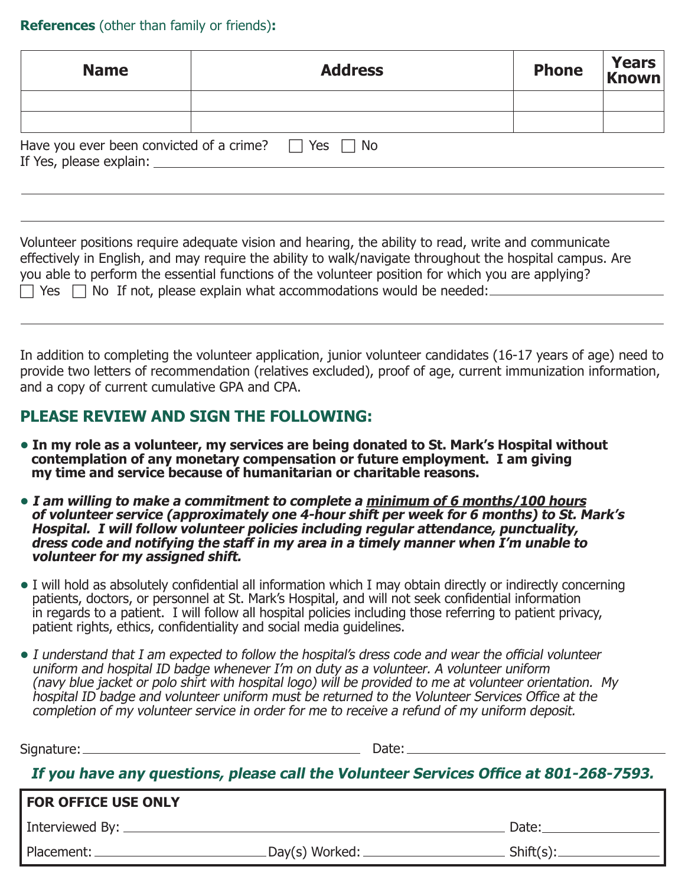**References** (other than family or friends)**:**

| Name | Address | Phone | Years Known |
|---|---|---|---|
| | | | |
| | | | |

Have you ever been convicted of a crime? ☐ Yes ☐ No
If Yes, please explain: ______________________________________________

______________________________________________

______________________________________________

Volunteer positions require adequate vision and hearing, the ability to read, write and communicate effectively in English, and may require the ability to walk/navigate throughout the hospital campus. Are you able to perform the essential functions of the volunteer position for which you are applying?
☐ Yes ☐ No If not, please explain what accommodations would be needed: ______________________

______________________________________________

In addition to completing the volunteer application, junior volunteer candidates (16-17 years of age) need to provide two letters of recommendation (relatives excluded), proof of age, current immunization information, and a copy of current cumulative GPA and CPA.

## PLEASE REVIEW AND SIGN THE FOLLOWING:

- **In my role as a volunteer, my services are being donated to St. Mark's Hospital without contemplation of any monetary compensation or future employment. I am giving my time and service because of humanitarian or charitable reasons.**
- ***I am willing to make a commitment to complete a minimum of 6 months/100 hours of volunteer service (approximately one 4-hour shift per week for 6 months) to St. Mark's Hospital. I will follow volunteer policies including regular attendance, punctuality, dress code and notifying the staff in my area in a timely manner when I'm unable to volunteer for my assigned shift.***
- I will hold as absolutely confidential all information which I may obtain directly or indirectly concerning patients, doctors, or personnel at St. Mark's Hospital, and will not seek confidential information in regards to a patient. I will follow all hospital policies including those referring to patient privacy, patient rights, ethics, confidentiality and social media guidelines.
- *I understand that I am expected to follow the hospital's dress code and wear the official volunteer uniform and hospital ID badge whenever I'm on duty as a volunteer. A volunteer uniform (navy blue jacket or polo shirt with hospital logo) will be provided to me at volunteer orientation. My hospital ID badge and volunteer uniform must be returned to the Volunteer Services Office at the completion of my volunteer service in order for me to receive a refund of my uniform deposit.*

Signature: ______________________ Date: ______________________

***If you have any questions, please call the Volunteer Services Office at 801-268-7593.***

**FOR OFFICE USE ONLY**

Interviewed By: ______________________ Date: ______________

Placement: ______________ Day(s) Worked: ______________ Shift(s): ______________